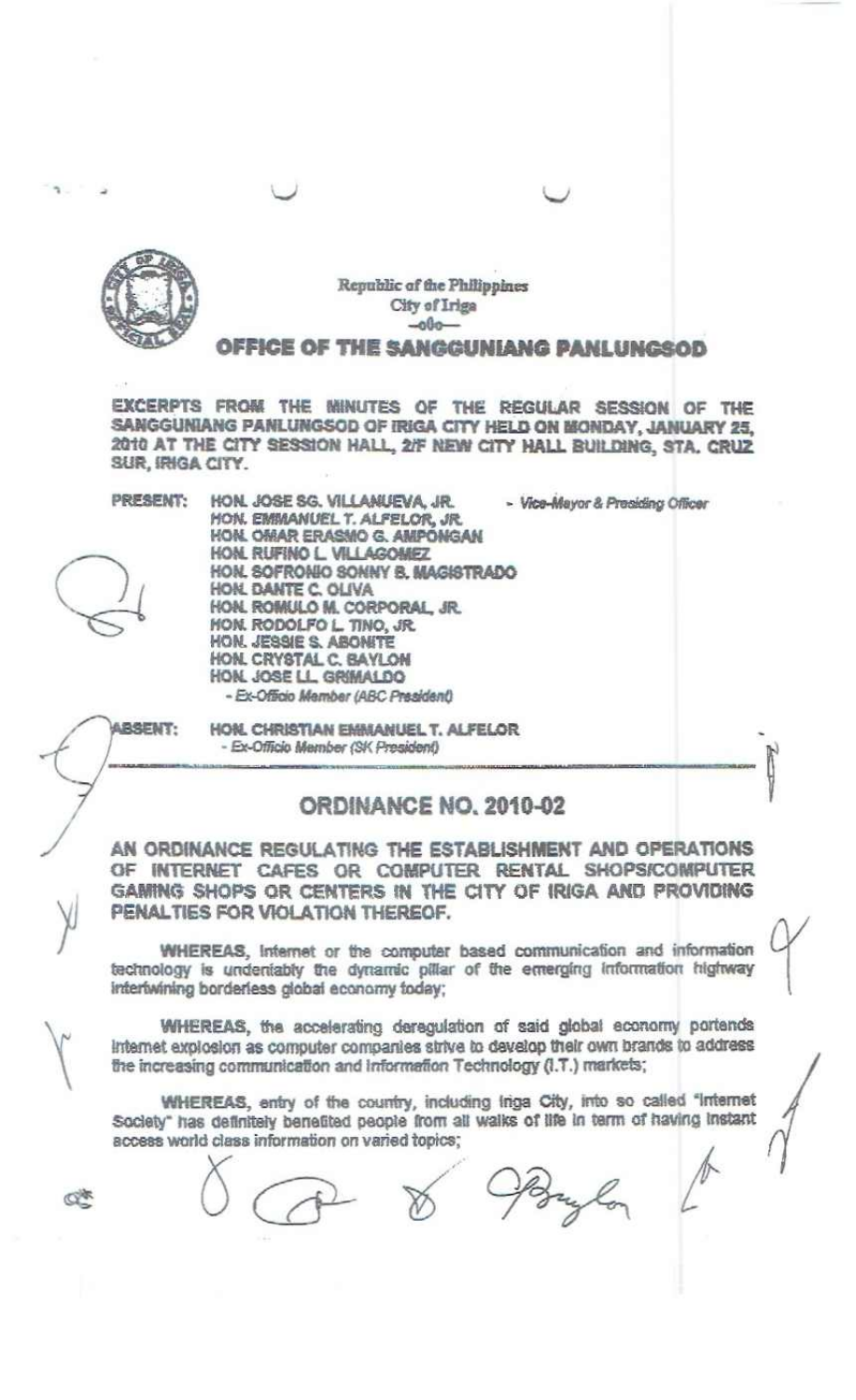Republic of the Philippines
City of Iriga
—o0o—

# OFFICE OF THE SANGGUNIANG PANLUNGSOD

EXCERPTS FROM THE MINUTES OF THE REGULAR SESSION OF THE SANGGUNIANG PANLUNGSOD OF IRIGA CITY HELD ON MONDAY, JANUARY 25, 2010 AT THE CITY SESSION HALL, 2/F NEW CITY HALL BUILDING, STA. CRUZ SUR, IRIGA CITY.

PRESENT:
HON. JOSE SG. VILLANUEVA, JR. - *Vice-Mayor & Presiding Officer*
HON. EMMANUEL T. ALFELOR, JR.
HON. OMAR ERASMO G. AMPONGAN
HON. RUFINO L. VILLAGOMEZ
HON. SOFRONIO SONNY B. MAGISTRADO
HON. DANTE C. OLIVA
HON. ROMULO M. CORPORAL, JR.
HON. RODOLFO L. TINO, JR.
HON. JESSIE S. ABONITE
HON. CRYSTAL C. BAYLON
HON. JOSE LL. GRIMALDO
- *Ex-Officio Member (ABC President)*

ABSENT:
HON. CHRISTIAN EMMANUEL T. ALFELOR
- *Ex-Officio Member (SK President)*

## ORDINANCE NO. 2010-02

**AN ORDINANCE REGULATING THE ESTABLISHMENT AND OPERATIONS OF INTERNET CAFES OR COMPUTER RENTAL SHOPS/COMPUTER GAMING SHOPS OR CENTERS IN THE CITY OF IRIGA AND PROVIDING PENALTIES FOR VIOLATION THEREOF.**

WHEREAS, Internet or the computer based communication and information technology is undeniably the dynamic pillar of the emerging information highway intertwining borderless global economy today;

WHEREAS, the accelerating deregulation of said global economy portends Internet explosion as computer companies strive to develop their own brands to address the increasing communication and Information Technology (I.T.) markets;

WHEREAS, entry of the country, including Iriga City, into so called "Internet Society" has definitely benefited people from all walks of life in term of having instant access world class information on varied topics;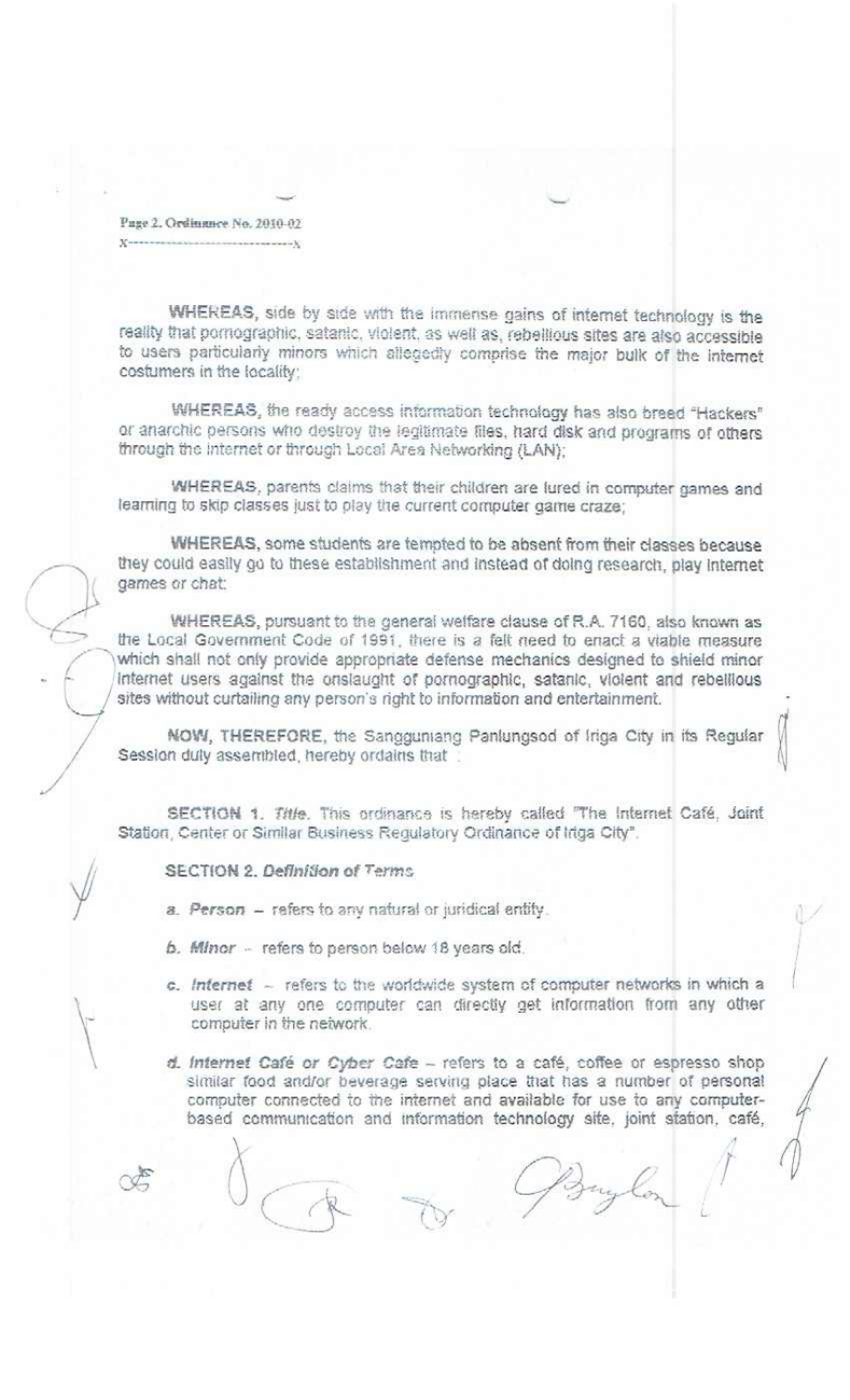WHEREAS, side by side with the immense gains of internet technology is the reality that pornographic, satanic, violent, as well as, rebellious sites are also accessible to users particularly minors which allegedly comprise the major bulk of the internet costumers in the locality;

WHEREAS, the ready access information technology has also breed "Hackers" or anarchic persons who destroy the legitimate files, hard disk and programs of others through the internet or through Local Area Networking (LAN);

WHEREAS, parents claims that their children are lured in computer games and learning to skip classes just to play the current computer game craze;

WHEREAS, some students are tempted to be absent from their classes because they could easily go to these establishment and instead of doing research, play internet games or chat;

WHEREAS, pursuant to the general welfare clause of R.A. 7160, also known as the Local Government Code of 1991, there is a felt need to enact a viable measure which shall not only provide appropriate defense mechanics designed to shield minor internet users against the onslaught of pornographic, satanic, violent and rebellious sites without curtailing any person's right to information and entertainment.

NOW, THEREFORE, the Sangguniang Panlungsod of Iriga City in its Regular Session duly assembled, hereby ordains that :

SECTION 1. *Title*. This ordinance is hereby called "The Internet Café, Joint Station, Center or Similar Business Regulatory Ordinance of Iriga City".

SECTION 2. ***Definition of Terms***

a. ***Person*** – refers to any natural or juridical entity.

b. ***Minor*** – refers to person below 18 years old.

c. ***Internet*** – refers to the worldwide system of computer networks in which a user at any one computer can directly get information from any other computer in the network.

d. ***Internet Café or Cyber Cafe*** – refers to a café, coffee or espresso shop similar food and/or beverage serving place that has a number of personal computer connected to the internet and available for use to any computer-based communication and information technology site, joint station, café,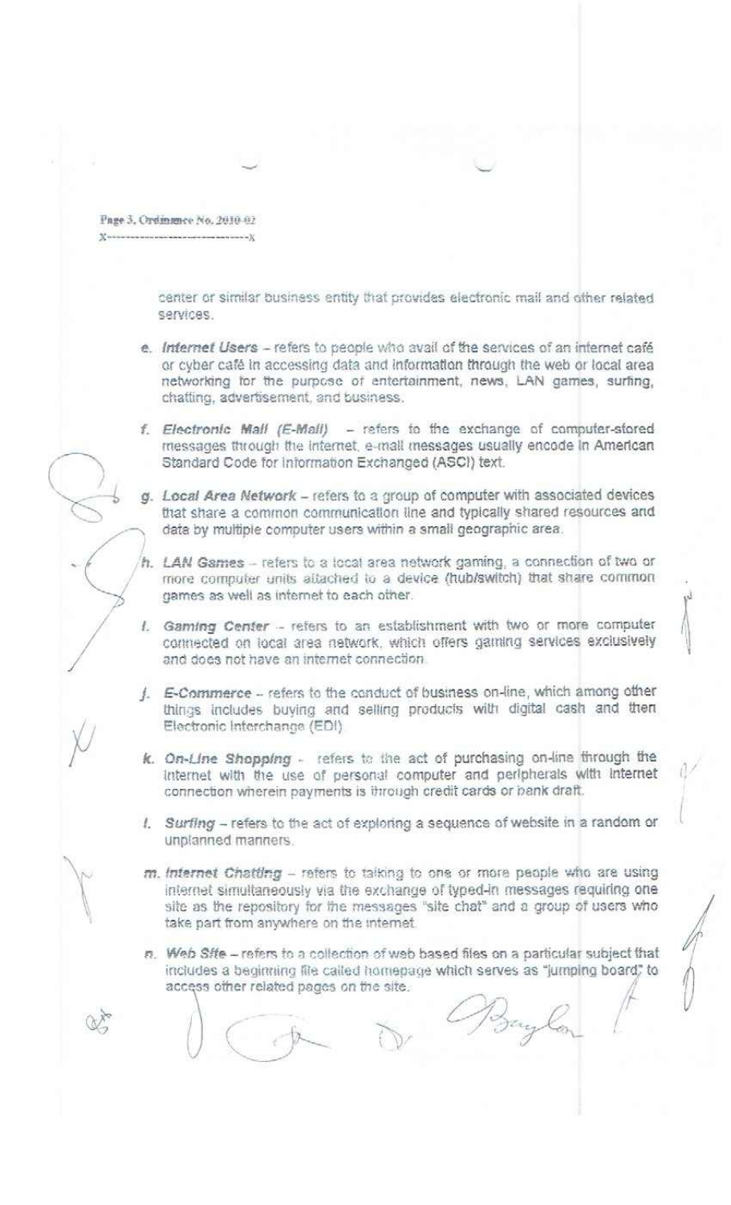center or similar business entity that provides electronic mail and other related services.

e. *Internet Users* – refers to people who avail of the services of an internet café or cyber café in accessing data and information through the web or local area networking for the purpose of entertainment, news, LAN games, surfing, chatting, advertisement, and business.

f. *Electronic Mail (E-Mail)* – refers to the exchange of computer-stored messages through the internet, e-mail messages usually encode in American Standard Code for Information Exchanged (ASCI) text.

g. *Local Area Network* – refers to a group of computer with associated devices that share a common communication line and typically shared resources and data by multiple computer users within a small geographic area.

h. *LAN Games* – refers to a local area network gaming, a connection of two or more computer units attached to a device (hub/switch) that share common games as well as internet to each other.

i. *Gaming Center* – refers to an establishment with two or more computer connected on local area network, which offers gaming services exclusively and does not have an internet connection.

j. *E-Commerce* – refers to the conduct of business on-line, which among other things includes buying and selling products with digital cash and then Electronic Interchange (EDI).

k. *On-Line Shopping* – refers to the act of purchasing on-line through the internet with the use of personal computer and peripherals with internet connection wherein payments is through credit cards or bank draft.

l. *Surfing* – refers to the act of exploring a sequence of website in a random or unplanned manners.

m. *Internet Chatting* – refers to talking to one or more people who are using internet simultaneously via the exchange of typed-in messages requiring one site as the repository for the messages "site chat" and a group of users who take part from anywhere on the internet.

n. *Web Site* – refers to a collection of web based files on a particular subject that includes a beginning file called homepage which serves as "jumping board" to access other related pages on the site.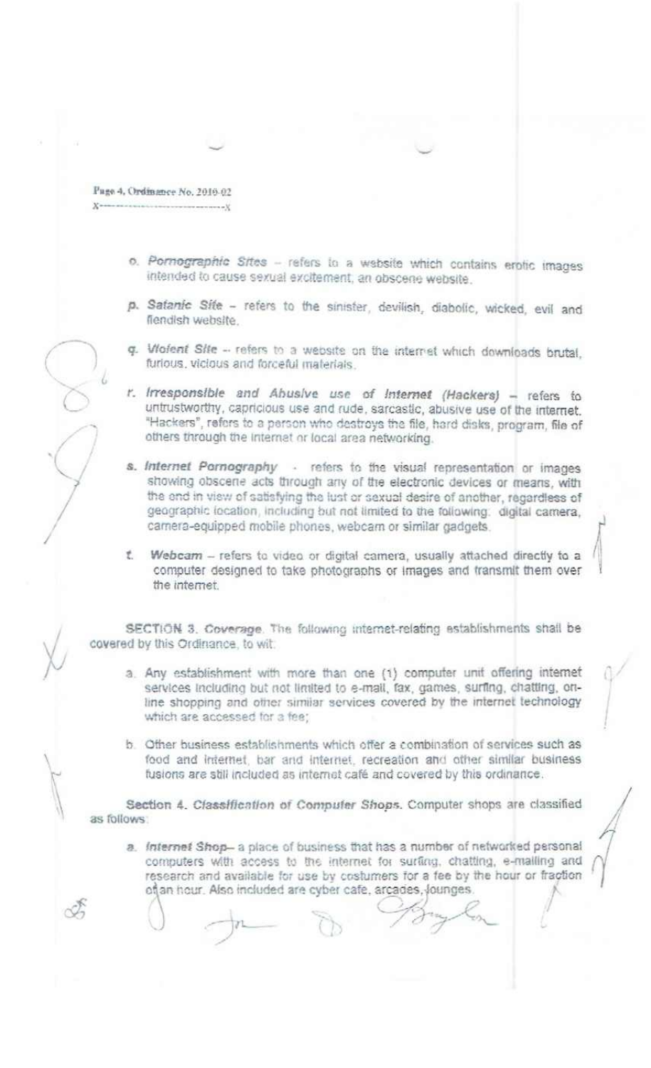- o. *Pornographic Sites* – refers to a website which contains erotic images intended to cause sexual excitement, an obscene website.

- p. *Satanic Site* – refers to the sinister, devilish, diabolic, wicked, evil and fiendish website.

- q. *Violent Site* -- refers to a website on the internet which downloads brutal, furious, vicious and forceful materials.

- r. *Irresponsible and Abusive use of Internet (Hackers)* – refers to untrustworthy, capricious use and rude, sarcastic, abusive use of the internet. "Hackers", refers to a person who destroys the file, hard disks, program, file of others through the internet or local area networking.

- s. *Internet Pornography* - refers to the visual representation or images showing obscene acts through any of the electronic devices or means, with the end in view of satisfying the lust or sexual desire of another, regardless of geographic location, including but not limited to the following: digital camera, camera-equipped mobile phones, webcam or similar gadgets.

- t. *Webcam* – refers to video or digital camera, usually attached directly to a computer designed to take photographs or images and transmit them over the internet.

**SECTION 3.** *Coverage.* The following internet-relating establishments shall be covered by this Ordinance, to wit:

- a. Any establishment with more than one (1) computer unit offering internet services including but not limited to e-mail, fax, games, surfing, chatting, on-line shopping and other similar services covered by the internet technology which are accessed for a fee;

- b. Other business establishments which offer a combination of services such as food and internet, bar and internet, recreation and other similar business fusions are still included as internet café and covered by this ordinance.

**Section 4.** *Classification of Computer Shops.* Computer shops are classified as follows:

- a. *Internet Shop*– a place of business that has a number of networked personal computers with access to the internet for surfing, chatting, e-mailing and research and available for use by costumers for a fee by the hour or fraction of an hour. Also included are cyber cafe, arcades, lounges.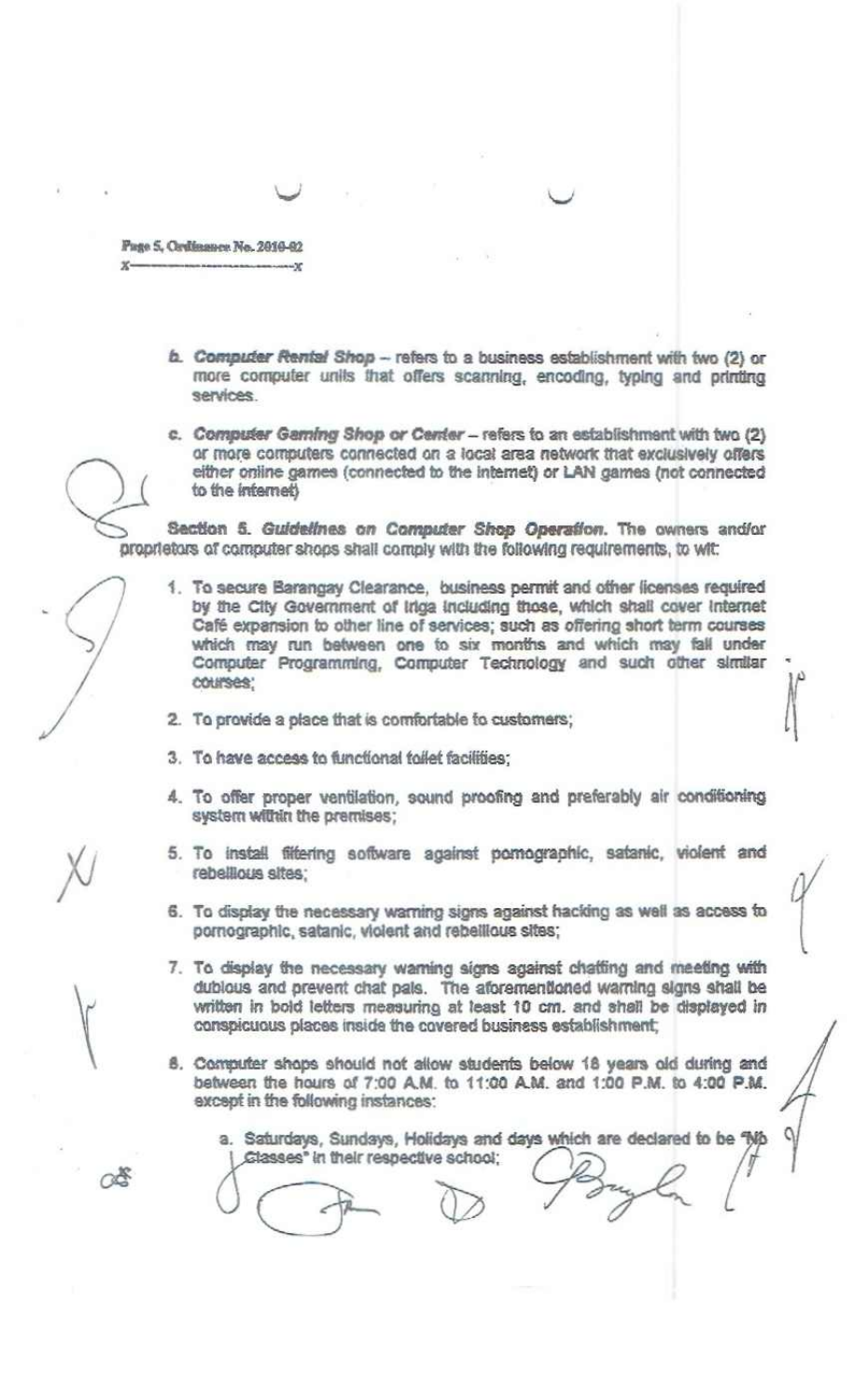b. ***Computer Rental Shop*** – refers to a business establishment with two (2) or more computer units that offers scanning, encoding, typing and printing services.

c. ***Computer Gaming Shop or Center*** – refers to an establishment with two (2) or more computers connected on a local area network that exclusively offers either online games (connected to the internet) or LAN games (not connected to the internet)

**Section 5. *Guidelines on Computer Shop Operation.*** The owners and/or proprietors of computer shops shall comply with the following requirements, to wit:

1. To secure Barangay Clearance, business permit and other licenses required by the City Government of Iriga including those, which shall cover Internet Café expansion to other line of services; such as offering short term courses which may run between one to six months and which may fall under Computer Programming, Computer Technology and such other similar courses;

2. To provide a place that is comfortable to customers;

3. To have access to functional toilet facilities;

4. To offer proper ventilation, sound proofing and preferably air conditioning system within the premises;

5. To install filtering software against pornographic, satanic, violent and rebellious sites;

6. To display the necessary warning signs against hacking as well as access to pornographic, satanic, violent and rebellious sites;

7. To display the necessary warning signs against chatting and meeting with dubious and prevent chat pals. The aforementioned warning signs shall be written in bold letters measuring at least 10 cm. and shall be displayed in conspicuous places inside the covered business establishment;

8. Computer shops should not allow students below 18 years old during and between the hours of 7:00 A.M. to 11:00 A.M. and 1:00 P.M. to 4:00 P.M. except in the following instances:

   a. Saturdays, Sundays, Holidays and days which are declared to be "No Classes" in their respective school;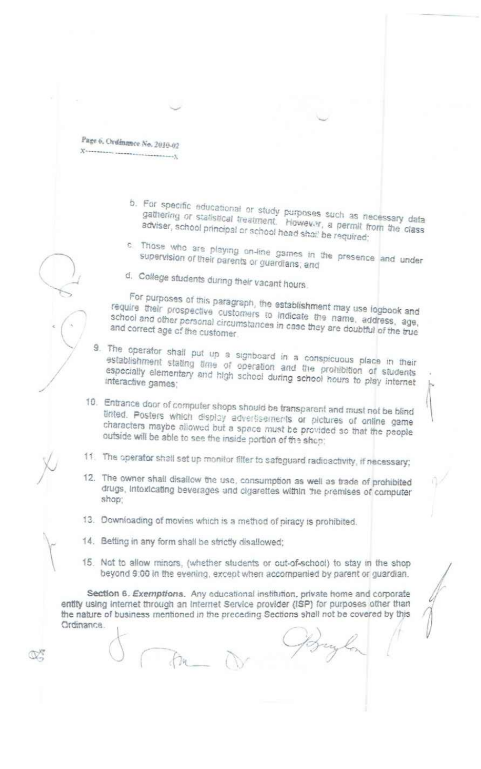b. For specific educational or study purposes such as necessary data gathering or statistical treatment. However, a permit from the class adviser, school principal or school head shall be required;

c. Those who are playing on-line games in the presence and under supervision of their parents or guardians; and

d. College students during their vacant hours.

For purposes of this paragraph, the establishment may use logbook and require their prospective customers to indicate the name, address, age, school and other personal circumstances in case they are doubtful of the true and correct age of the customer.

9. The operator shall put up a signboard in a conspicuous place in their establishment stating time of operation and the prohibition of students especially elementary and high school during school hours to play internet interactive games;

10. Entrance door of computer shops should be transparent and must not be blind tinted. Posters which display advertisements or pictures of online game characters maybe allowed but a space must be provided so that the people outside will be able to see the inside portion of the shop;

11. The operator shall set up monitor filter to safeguard radioactivity, if necessary;

12. The owner shall disallow the use, consumption as well as trade of prohibited drugs, intoxicating beverages and cigarettes within the premises of computer shop;

13. Downloading of movies which is a method of piracy is prohibited.

14. Betting in any form shall be strictly disallowed;

15. Not to allow minors, (whether students or out-of-school) to stay in the shop beyond 9:00 in the evening, except when accompanied by parent or guardian.

**Section 6.** ***Exemptions.*** Any educational institution, private home and corporate entity using Internet through an Internet Service provider (ISP) for purposes other than the nature of business mentioned in the preceding Sections shall not be covered by this Ordinance.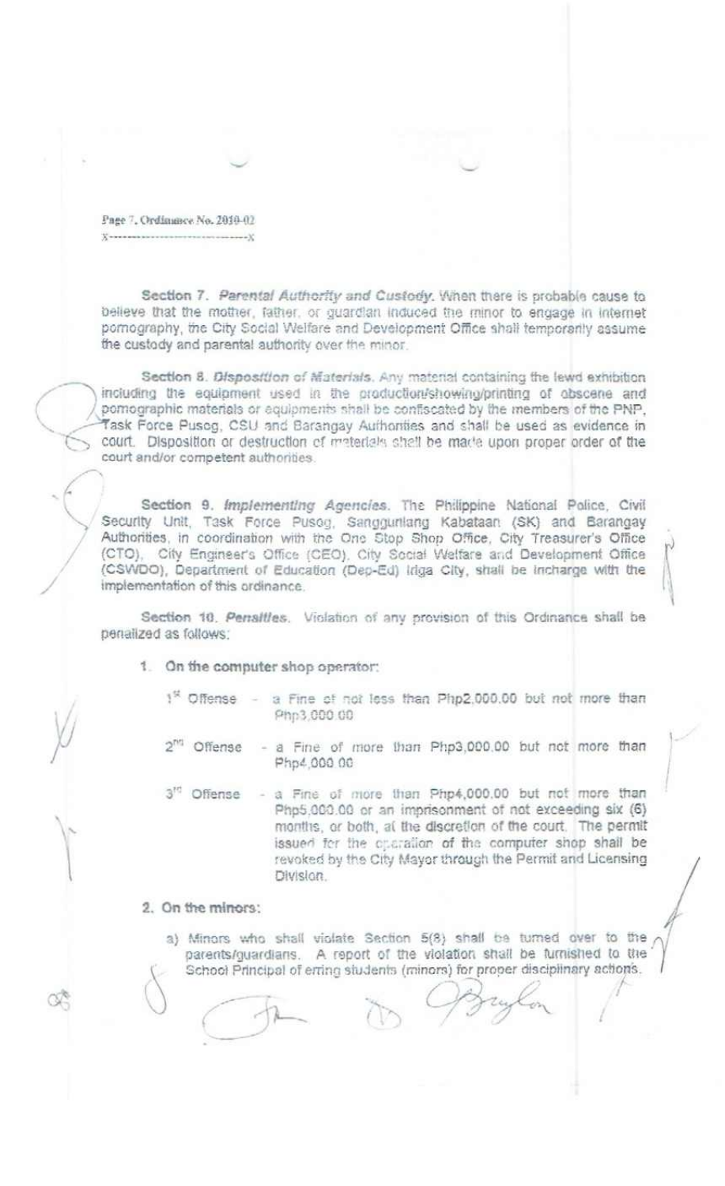Section 7. *Parental Authority and Custody.* When there is probable cause to believe that the mother, father, or guardian induced the minor to engage in internet pornography, the City Social Welfare and Development Office shall temporarily assume the custody and parental authority over the minor.

Section 8. *Disposition of Materials.* Any material containing the lewd exhibition including the equipment used in the production/showing/printing of obscene and pornographic materials or equipments shall be confiscated by the members of the PNP, Task Force Pusog, CSU and Barangay Authorities and shall be used as evidence in court. Disposition or destruction of materials shall be made upon proper order of the court and/or competent authorities.

Section 9. *Implementing Agencies.* The Philippine National Police, Civil Security Unit, Task Force Pusog, Sangguniang Kabataan (SK) and Barangay Authorities, in coordination with the One Stop Shop Office, City Treasurer's Office (CTO), City Engineer's Office (CEO), City Social Welfare and Development Office (CSWDO), Department of Education (Dep-Ed) Iriga City, shall be incharge with the implementation of this ordinance.

Section 10. *Penalties.* Violation of any provision of this Ordinance shall be penalized as follows:

1. On the computer shop operator:

   1st Offense - a Fine of not less than Php2,000.00 but not more than Php3,000.00

   2nd Offense - a Fine of more than Php3,000.00 but not more than Php4,000.00

   3rd Offense - a Fine of more than Php4,000.00 but not more than Php5,000.00 or an imprisonment of not exceeding six (6) months, or both, at the discretion of the court. The permit issued for the operation of the computer shop shall be revoked by the City Mayor through the Permit and Licensing Division.

2. On the minors:

   a) Minors who shall violate Section 5(8) shall be turned over to the parents/guardians. A report of the violation shall be furnished to the School Principal of erring students (minors) for proper disciplinary actions.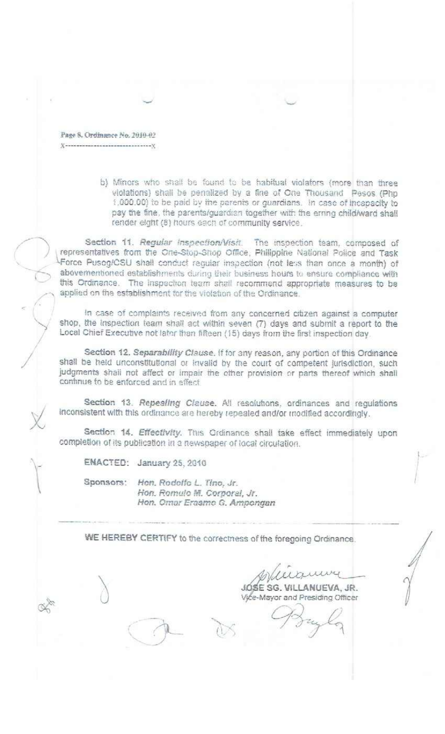b) Minors who shall be found to be habitual violators (more than three violations) shall be penalized by a fine of One Thousand Pesos (Php 1,000.00) to be paid by the parents or guardians. In case of incapacity to pay the fine, the parents/guardian together with the erring child/ward shall render eight (8) hours each of community service.

**Section 11.** *Regular Inspection/Visit.* The inspection team, composed of representatives from the One-Stop-Shop Office, Philippine National Police and Task Force Pusog/CSU shall conduct regular inspection (not less than once a month) of abovementioned establishments during their business hours to ensure compliance with this Ordinance. The inspection team shall recommend appropriate measures to be applied on the establishment for the violation of the Ordinance.

In case of complaints received from any concerned citizen against a computer shop, the inspection team shall act within seven (7) days and submit a report to the Local Chief Executive not later than fifteen (15) days from the first inspection day.

**Section 12.** *Separability Clause.* If for any reason, any portion of this Ordinance shall be held unconstitutional or invalid by the court of competent jurisdiction, such judgments shall not affect or impair the other provision or parts thereof which shall continue to be enforced and in effect.

**Section 13.** *Repealing Clause.* All resolutions, ordinances and regulations inconsistent with this ordinance are hereby repealed and/or modified accordingly.

**Section 14.** *Effectivity.* This Ordinance shall take effect immediately upon completion of its publication in a newspaper of local circulation.

**ENACTED:** January 25, 2010

**Sponsors:** *Hon. Rodolfo L. Tino, Jr.*
*Hon. Romulo M. Corporal, Jr.*
*Hon. Omar Erasmo G. Ampongan*

---

**WE HEREBY CERTIFY** to the correctness of the foregoing Ordinance.

**JOSE SG. VILLANUEVA, JR.**
Vice-Mayor and Presiding Officer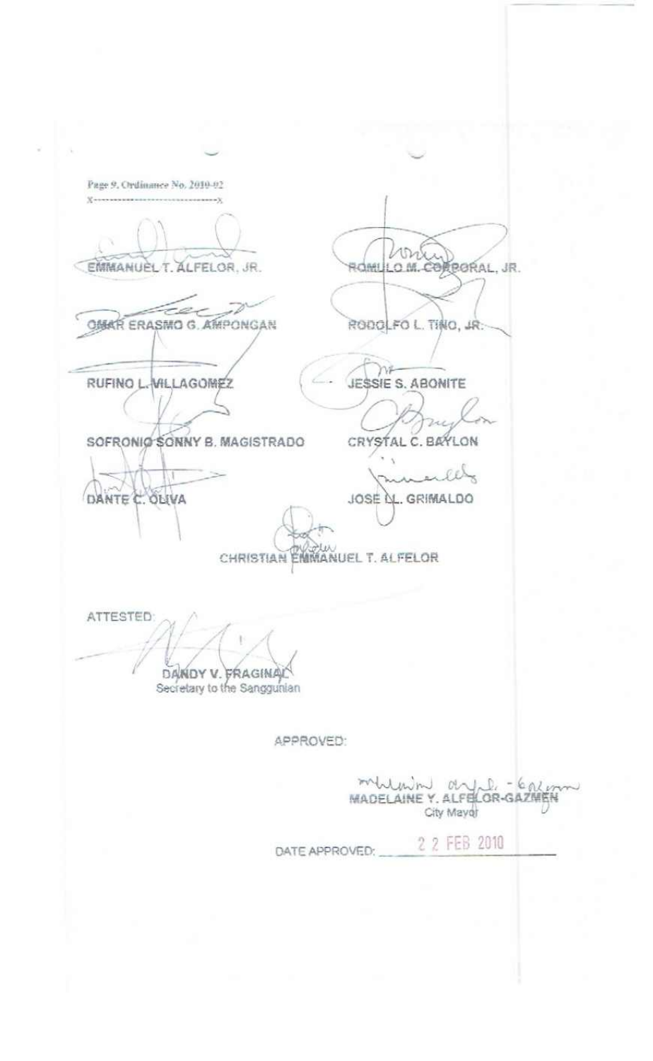Page 9, Ordinance No. 2010-02

x-------------------------------x

EMMANUEL T. ALFELOR, JR.

ROMULO M. CORPORAL, JR.

OMAR ERASMO G. AMPONGAN

RODOLFO L. TIÑO, JR.

RUFINO L. VILLAGOMEZ

JESSIE S. ABONITE

SOFRONIO SONNY B. MAGISTRADO

CRYSTAL C. BAYLON

DANTE C. OLIVA

JOSE DL. GRIMALDO

CHRISTIAN EMMANUEL T. ALFELOR

ATTESTED:

DANDY V. FRAGINAL
Secretary to the Sanggunian

APPROVED:

MADELAINE Y. ALFELOR-GAZMEN
City Mayor

DATE APPROVED: 22 FEB 2010